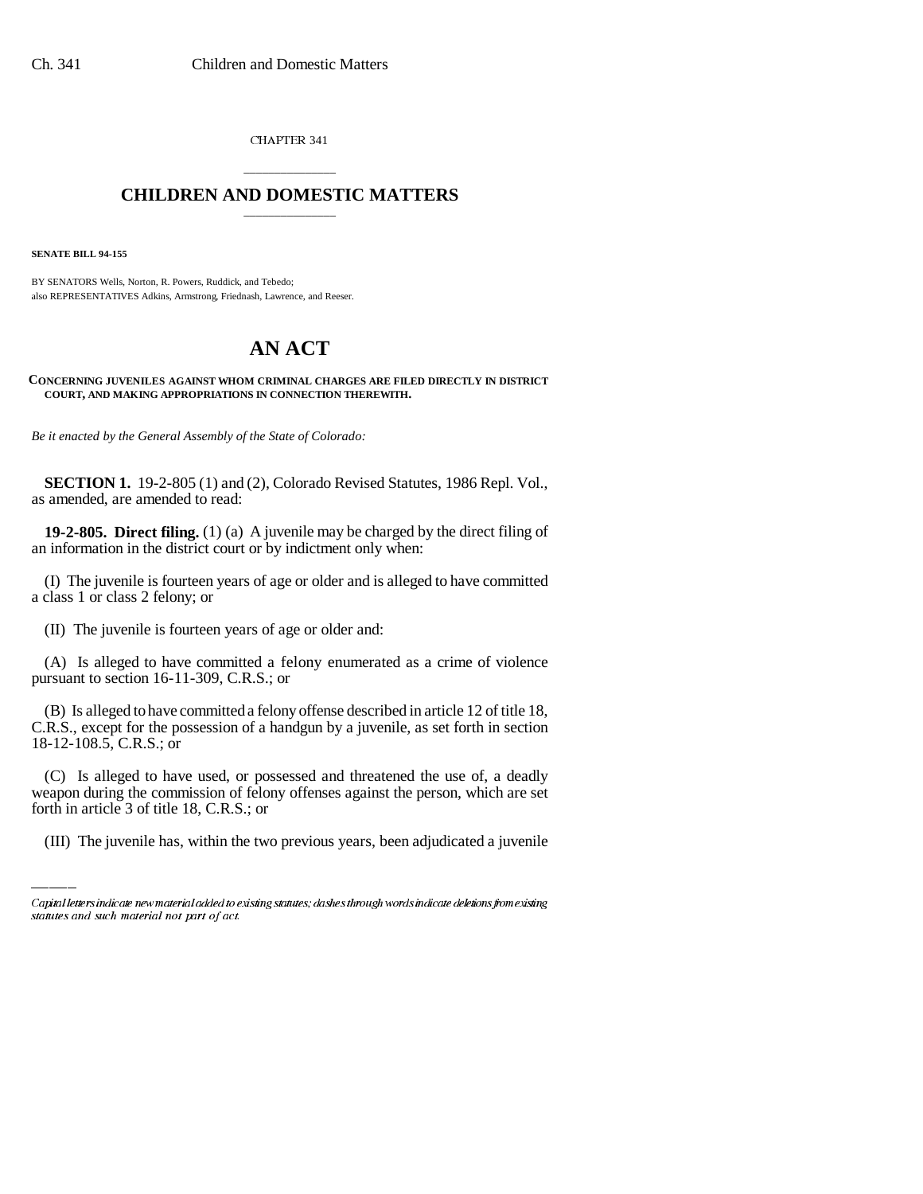CHAPTER 341

# CHILDREN AND DOMESTIC MATTERS

**SENATE BILL 94-155**

BY SENATORS Wells, Norton, R. Powers, Ruddick, and Tebedo;
also REPRESENTATIVES Adkins, Armstrong, Friednash, Lawrence, and Reeser.

# AN ACT

**CONCERNING JUVENILES AGAINST WHOM CRIMINAL CHARGES ARE FILED DIRECTLY IN DISTRICT COURT, AND MAKING APPROPRIATIONS IN CONNECTION THEREWITH.**

*Be it enacted by the General Assembly of the State of Colorado:*

**SECTION 1.** 19-2-805 (1) and (2), Colorado Revised Statutes, 1986 Repl. Vol., as amended, are amended to read:

**19-2-805. Direct filing.** (1) (a) A juvenile may be charged by the direct filing of an information in the district court or by indictment only when:

(I) The juvenile is fourteen years of age or older and is alleged to have committed a class 1 or class 2 felony; or

(II) The juvenile is fourteen years of age or older and:

(A) Is alleged to have committed a felony enumerated as a crime of violence pursuant to section 16-11-309, C.R.S.; or

(B) Is alleged to have committed a felony offense described in article 12 of title 18, C.R.S., except for the possession of a handgun by a juvenile, as set forth in section 18-12-108.5, C.R.S.; or

(C) Is alleged to have used, or possessed and threatened the use of, a deadly weapon during the commission of felony offenses against the person, which are set forth in article 3 of title 18, C.R.S.; or

(III) The juvenile has, within the two previous years, been adjudicated a juvenile

Capital letters indicate new material added to existing statutes; dashes through words indicate deletions from existing statutes and such material not part of act.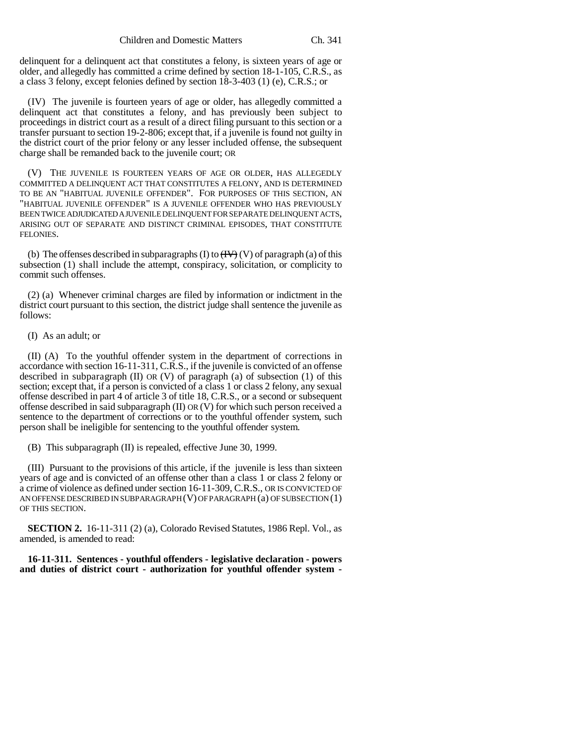delinquent for a delinquent act that constitutes a felony, is sixteen years of age or older, and allegedly has committed a crime defined by section 18-1-105, C.R.S., as a class 3 felony, except felonies defined by section 18-3-403 (1) (e), C.R.S.; or

(IV) The juvenile is fourteen years of age or older, has allegedly committed a delinquent act that constitutes a felony, and has previously been subject to proceedings in district court as a result of a direct filing pursuant to this section or a transfer pursuant to section 19-2-806; except that, if a juvenile is found not guilty in the district court of the prior felony or any lesser included offense, the subsequent charge shall be remanded back to the juvenile court; OR

(V) THE JUVENILE IS FOURTEEN YEARS OF AGE OR OLDER, HAS ALLEGEDLY COMMITTED A DELINQUENT ACT THAT CONSTITUTES A FELONY, AND IS DETERMINED TO BE AN "HABITUAL JUVENILE OFFENDER". FOR PURPOSES OF THIS SECTION, AN "HABITUAL JUVENILE OFFENDER" IS A JUVENILE OFFENDER WHO HAS PREVIOUSLY BEEN TWICE ADJUDICATED A JUVENILE DELINQUENT FOR SEPARATE DELINQUENT ACTS, ARISING OUT OF SEPARATE AND DISTINCT CRIMINAL EPISODES, THAT CONSTITUTE FELONIES.

(b) The offenses described in subparagraphs (I) to ~~(IV)~~ (V) of paragraph (a) of this subsection (1) shall include the attempt, conspiracy, solicitation, or complicity to commit such offenses.

(2) (a) Whenever criminal charges are filed by information or indictment in the district court pursuant to this section, the district judge shall sentence the juvenile as follows:

(I) As an adult; or

(II) (A) To the youthful offender system in the department of corrections in accordance with section 16-11-311, C.R.S., if the juvenile is convicted of an offense described in subparagraph (II) OR (V) of paragraph (a) of subsection (1) of this section; except that, if a person is convicted of a class 1 or class 2 felony, any sexual offense described in part 4 of article 3 of title 18, C.R.S., or a second or subsequent offense described in said subparagraph (II) OR (V) for which such person received a sentence to the department of corrections or to the youthful offender system, such person shall be ineligible for sentencing to the youthful offender system.

(B) This subparagraph (II) is repealed, effective June 30, 1999.

(III) Pursuant to the provisions of this article, if the juvenile is less than sixteen years of age and is convicted of an offense other than a class 1 or class 2 felony or a crime of violence as defined under section 16-11-309, C.R.S., OR IS CONVICTED OF AN OFFENSE DESCRIBED IN SUBPARAGRAPH (V) OF PARAGRAPH (a) OF SUBSECTION (1) OF THIS SECTION.

**SECTION 2.** 16-11-311 (2) (a), Colorado Revised Statutes, 1986 Repl. Vol., as amended, is amended to read:

**16-11-311. Sentences - youthful offenders - legislative declaration - powers and duties of district court - authorization for youthful offender system -**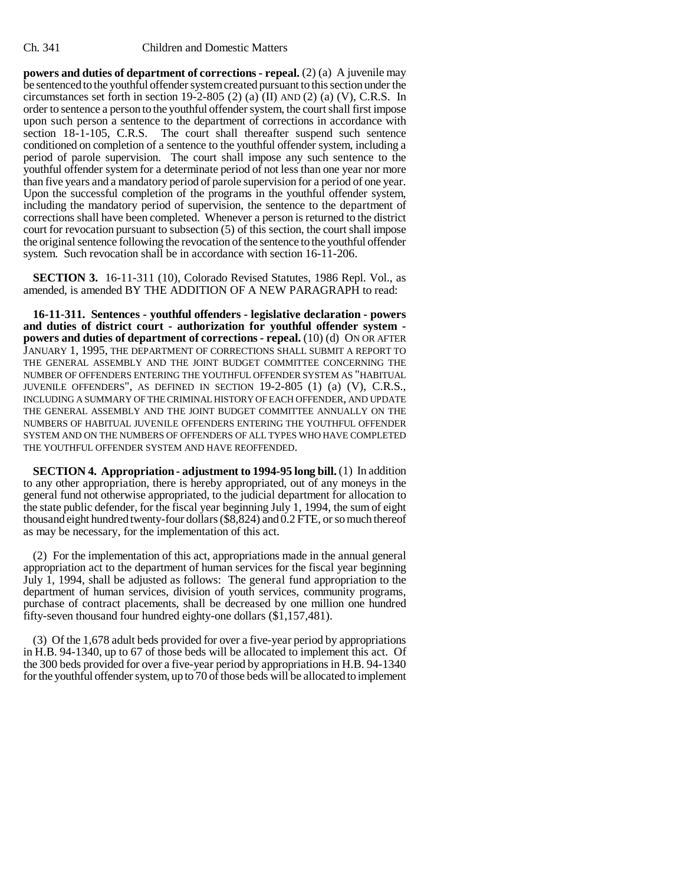**powers and duties of department of corrections - repeal.** (2) (a) A juvenile may be sentenced to the youthful offender system created pursuant to this section under the circumstances set forth in section 19-2-805 (2) (a) (II) AND (2) (a) (V), C.R.S. In order to sentence a person to the youthful offender system, the court shall first impose upon such person a sentence to the department of corrections in accordance with section 18-1-105, C.R.S. The court shall thereafter suspend such sentence conditioned on completion of a sentence to the youthful offender system, including a period of parole supervision. The court shall impose any such sentence to the youthful offender system for a determinate period of not less than one year nor more than five years and a mandatory period of parole supervision for a period of one year. Upon the successful completion of the programs in the youthful offender system, including the mandatory period of supervision, the sentence to the department of corrections shall have been completed. Whenever a person is returned to the district court for revocation pursuant to subsection (5) of this section, the court shall impose the original sentence following the revocation of the sentence to the youthful offender system. Such revocation shall be in accordance with section 16-11-206.

**SECTION 3.** 16-11-311 (10), Colorado Revised Statutes, 1986 Repl. Vol., as amended, is amended BY THE ADDITION OF A NEW PARAGRAPH to read:

**16-11-311. Sentences - youthful offenders - legislative declaration - powers and duties of district court - authorization for youthful offender system - powers and duties of department of corrections - repeal.** (10) (d) ON OR AFTER JANUARY 1, 1995, THE DEPARTMENT OF CORRECTIONS SHALL SUBMIT A REPORT TO THE GENERAL ASSEMBLY AND THE JOINT BUDGET COMMITTEE CONCERNING THE NUMBER OF OFFENDERS ENTERING THE YOUTHFUL OFFENDER SYSTEM AS "HABITUAL JUVENILE OFFENDERS", AS DEFINED IN SECTION 19-2-805 (1) (a) (V), C.R.S., INCLUDING A SUMMARY OF THE CRIMINAL HISTORY OF EACH OFFENDER, AND UPDATE THE GENERAL ASSEMBLY AND THE JOINT BUDGET COMMITTEE ANNUALLY ON THE NUMBERS OF HABITUAL JUVENILE OFFENDERS ENTERING THE YOUTHFUL OFFENDER SYSTEM AND ON THE NUMBERS OF OFFENDERS OF ALL TYPES WHO HAVE COMPLETED THE YOUTHFUL OFFENDER SYSTEM AND HAVE REOFFENDED.

**SECTION 4. Appropriation - adjustment to 1994-95 long bill.** (1) In addition to any other appropriation, there is hereby appropriated, out of any moneys in the general fund not otherwise appropriated, to the judicial department for allocation to the state public defender, for the fiscal year beginning July 1, 1994, the sum of eight thousand eight hundred twenty-four dollars ($8,824) and 0.2 FTE, or so much thereof as may be necessary, for the implementation of this act.

(2) For the implementation of this act, appropriations made in the annual general appropriation act to the department of human services for the fiscal year beginning July 1, 1994, shall be adjusted as follows: The general fund appropriation to the department of human services, division of youth services, community programs, purchase of contract placements, shall be decreased by one million one hundred fifty-seven thousand four hundred eighty-one dollars ($1,157,481).

(3) Of the 1,678 adult beds provided for over a five-year period by appropriations in H.B. 94-1340, up to 67 of those beds will be allocated to implement this act. Of the 300 beds provided for over a five-year period by appropriations in H.B. 94-1340 for the youthful offender system, up to 70 of those beds will be allocated to implement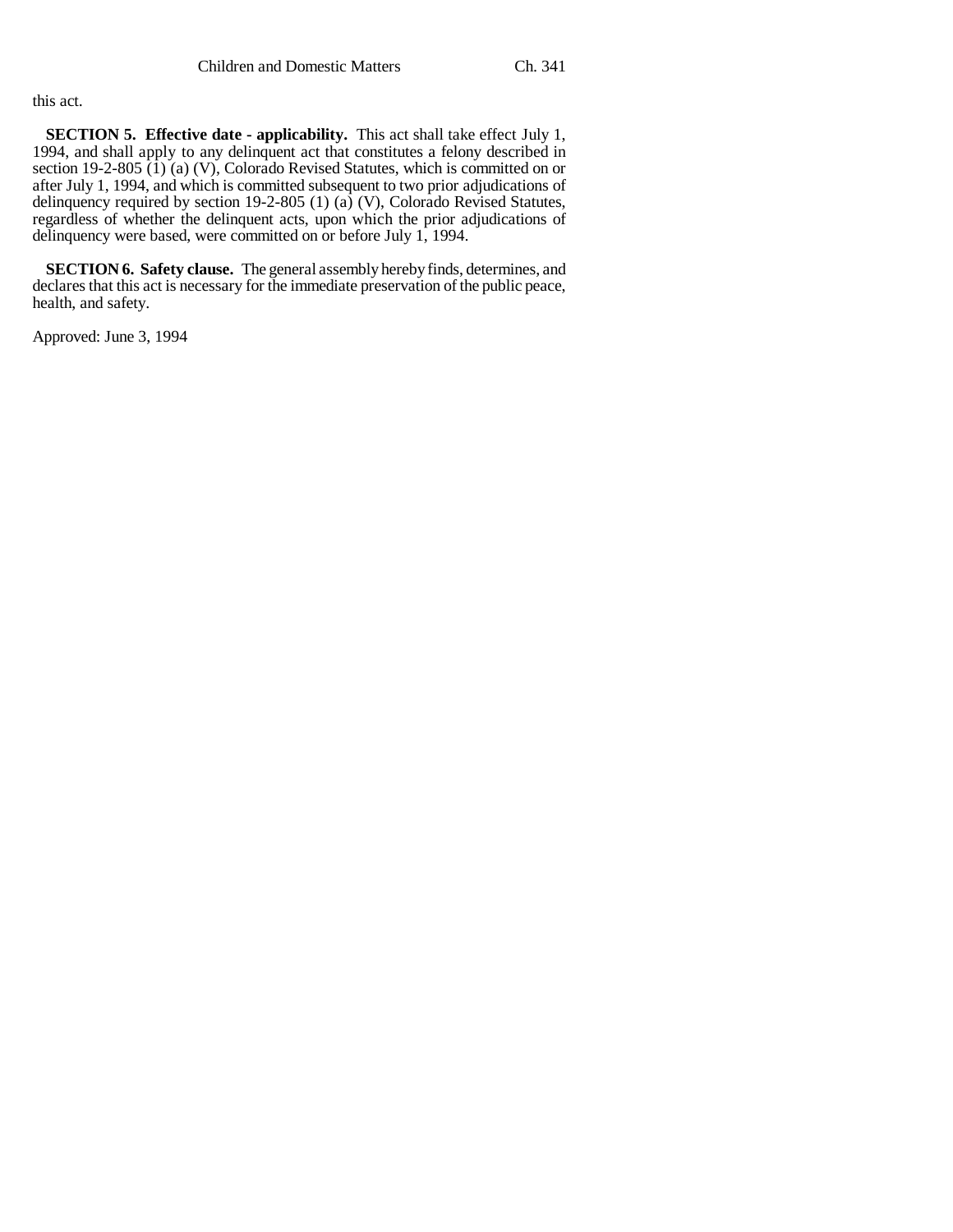this act.

**SECTION 5. Effective date - applicability.** This act shall take effect July 1, 1994, and shall apply to any delinquent act that constitutes a felony described in section 19-2-805 (1) (a) (V), Colorado Revised Statutes, which is committed on or after July 1, 1994, and which is committed subsequent to two prior adjudications of delinquency required by section 19-2-805 (1) (a) (V), Colorado Revised Statutes, regardless of whether the delinquent acts, upon which the prior adjudications of delinquency were based, were committed on or before July 1, 1994.

**SECTION 6. Safety clause.** The general assembly hereby finds, determines, and declares that this act is necessary for the immediate preservation of the public peace, health, and safety.

Approved: June 3, 1994